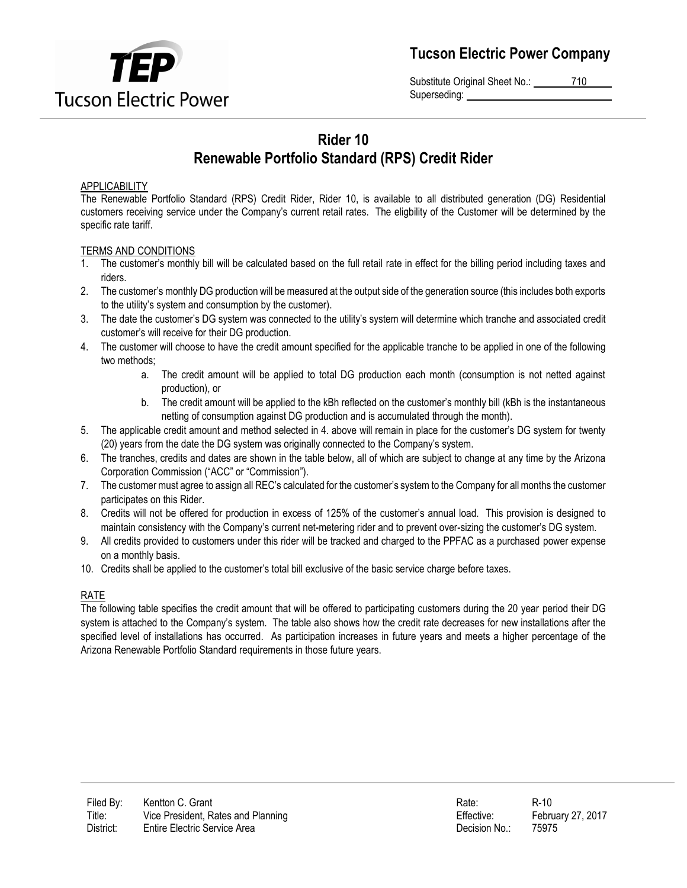Tucson Electric Power Company

Substitute Original Sheet No.: 710
Superseding:

# Rider 10
# Renewable Portfolio Standard (RPS) Credit Rider

APPLICABILITY

The Renewable Portfolio Standard (RPS) Credit Rider, Rider 10, is available to all distributed generation (DG) Residential customers receiving service under the Company's current retail rates. The eligbility of the Customer will be determined by the specific rate tariff.

TERMS AND CONDITIONS

1. The customer's monthly bill will be calculated based on the full retail rate in effect for the billing period including taxes and riders.
2. The customer's monthly DG production will be measured at the output side of the generation source (this includes both exports to the utility's system and consumption by the customer).
3. The date the customer's DG system was connected to the utility's system will determine which tranche and associated credit customer's will receive for their DG production.
4. The customer will choose to have the credit amount specified for the applicable tranche to be applied in one of the following two methods;
   a. The credit amount will be applied to total DG production each month (consumption is not netted against production), or
   b. The credit amount will be applied to the kBh reflected on the customer's monthly bill (kBh is the instantaneous netting of consumption against DG production and is accumulated through the month).
5. The applicable credit amount and method selected in 4. above will remain in place for the customer's DG system for twenty (20) years from the date the DG system was originally connected to the Company's system.
6. The tranches, credits and dates are shown in the table below, all of which are subject to change at any time by the Arizona Corporation Commission ("ACC" or "Commission").
7. The customer must agree to assign all REC's calculated for the customer's system to the Company for all months the customer participates on this Rider.
8. Credits will not be offered for production in excess of 125% of the customer's annual load. This provision is designed to maintain consistency with the Company's current net-metering rider and to prevent over-sizing the customer's DG system.
9. All credits provided to customers under this rider will be tracked and charged to the PPFAC as a purchased power expense on a monthly basis.
10. Credits shall be applied to the customer's total bill exclusive of the basic service charge before taxes.

RATE

The following table specifies the credit amount that will be offered to participating customers during the 20 year period their DG system is attached to the Company's system. The table also shows how the credit rate decreases for new installations after the specified level of installations has occurred. As participation increases in future years and meets a higher percentage of the Arizona Renewable Portfolio Standard requirements in those future years.

Filed By: Kentton C. Grant
Title: Vice President, Rates and Planning
District: Entire Electric Service Area

Rate: R-10
Effective: February 27, 2017
Decision No.: 75975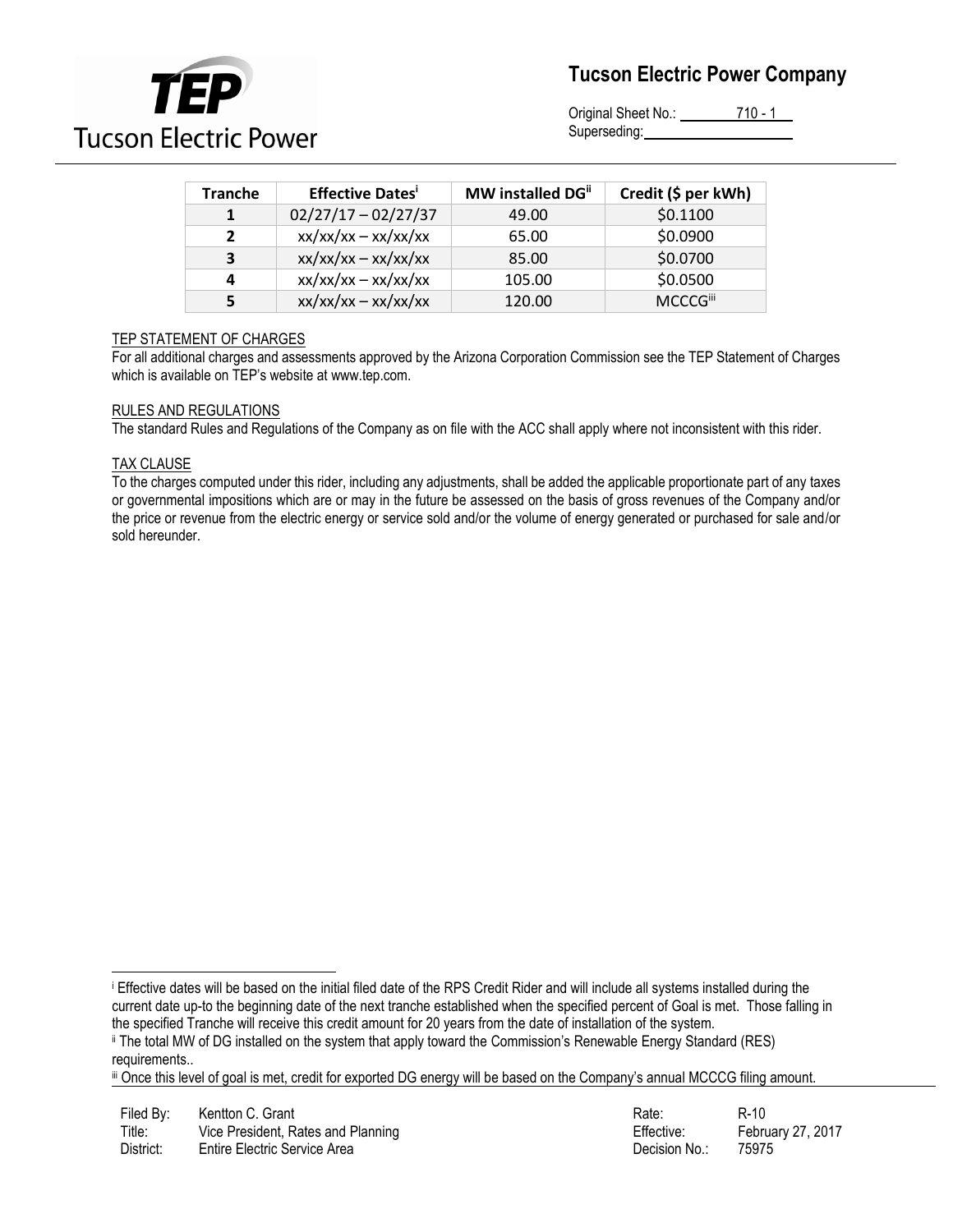| Tranche | Effective Dates[i] | MW installed DG[ii] | Credit ($ per kWh) |
|---|---|---|---|
| 1 | 02/27/17 – 02/27/37 | 49.00 | $0.1100 |
| 2 | xx/xx/xx – xx/xx/xx | 65.00 | $0.0900 |
| 3 | xx/xx/xx – xx/xx/xx | 85.00 | $0.0700 |
| 4 | xx/xx/xx – xx/xx/xx | 105.00 | $0.0500 |
| 5 | xx/xx/xx – xx/xx/xx | 120.00 | MCCCG[iii] |

TEP STATEMENT OF CHARGES

For all additional charges and assessments approved by the Arizona Corporation Commission see the TEP Statement of Charges which is available on TEP's website at www.tep.com.

RULES AND REGULATIONS

The standard Rules and Regulations of the Company as on file with the ACC shall apply where not inconsistent with this rider.

TAX CLAUSE

To the charges computed under this rider, including any adjustments, shall be added the applicable proportionate part of any taxes or governmental impositions which are or may in the future be assessed on the basis of gross revenues of the Company and/or the price or revenue from the electric energy or service sold and/or the volume of energy generated or purchased for sale and/or sold hereunder.

[i] Effective dates will be based on the initial filed date of the RPS Credit Rider and will include all systems installed during the current date up-to the beginning date of the next tranche established when the specified percent of Goal is met. Those falling in the specified Tranche will receive this credit amount for 20 years from the date of installation of the system.

[ii] The total MW of DG installed on the system that apply toward the Commission's Renewable Energy Standard (RES) requirements..

[iii] Once this level of goal is met, credit for exported DG energy will be based on the Company's annual MCCCG filing amount.

| | | | |
|---|---|---|---|
| Filed By: | Kentton C. Grant | Rate: | R-10 |
| Title: | Vice President, Rates and Planning | Effective: | February 27, 2017 |
| District: | Entire Electric Service Area | Decision No.: | 75975 |